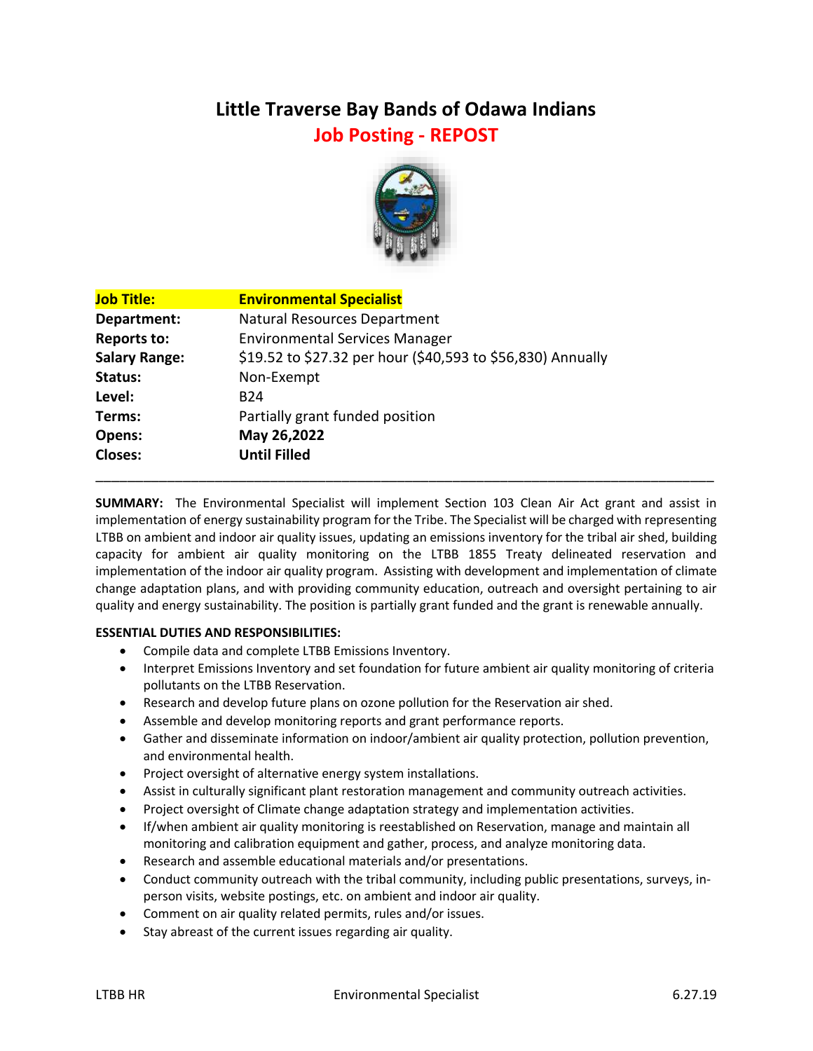# Little Traverse Bay Bands of Odawa Indians

## Job Posting - REPOST

| | |
|---|---|
| **Job Title:** | **Environmental Specialist** |
| **Department:** | Natural Resources Department |
| **Reports to:** | Environmental Services Manager |
| **Salary Range:** | $19.52 to $27.32 per hour ($40,593 to $56,830) Annually |
| **Status:** | Non-Exempt |
| **Level:** | B24 |
| **Terms:** | Partially grant funded position |
| **Opens:** | **May 26,2022** |
| **Closes:** | **Until Filled** |

---

**SUMMARY:** The Environmental Specialist will implement Section 103 Clean Air Act grant and assist in implementation of energy sustainability program for the Tribe. The Specialist will be charged with representing LTBB on ambient and indoor air quality issues, updating an emissions inventory for the tribal air shed, building capacity for ambient air quality monitoring on the LTBB 1855 Treaty delineated reservation and implementation of the indoor air quality program. Assisting with development and implementation of climate change adaptation plans, and with providing community education, outreach and oversight pertaining to air quality and energy sustainability. The position is partially grant funded and the grant is renewable annually.

**ESSENTIAL DUTIES AND RESPONSIBILITIES:**

- Compile data and complete LTBB Emissions Inventory.
- Interpret Emissions Inventory and set foundation for future ambient air quality monitoring of criteria pollutants on the LTBB Reservation.
- Research and develop future plans on ozone pollution for the Reservation air shed.
- Assemble and develop monitoring reports and grant performance reports.
- Gather and disseminate information on indoor/ambient air quality protection, pollution prevention, and environmental health.
- Project oversight of alternative energy system installations.
- Assist in culturally significant plant restoration management and community outreach activities.
- Project oversight of Climate change adaptation strategy and implementation activities.
- If/when ambient air quality monitoring is reestablished on Reservation, manage and maintain all monitoring and calibration equipment and gather, process, and analyze monitoring data.
- Research and assemble educational materials and/or presentations.
- Conduct community outreach with the tribal community, including public presentations, surveys, in-person visits, website postings, etc. on ambient and indoor air quality.
- Comment on air quality related permits, rules and/or issues.
- Stay abreast of the current issues regarding air quality.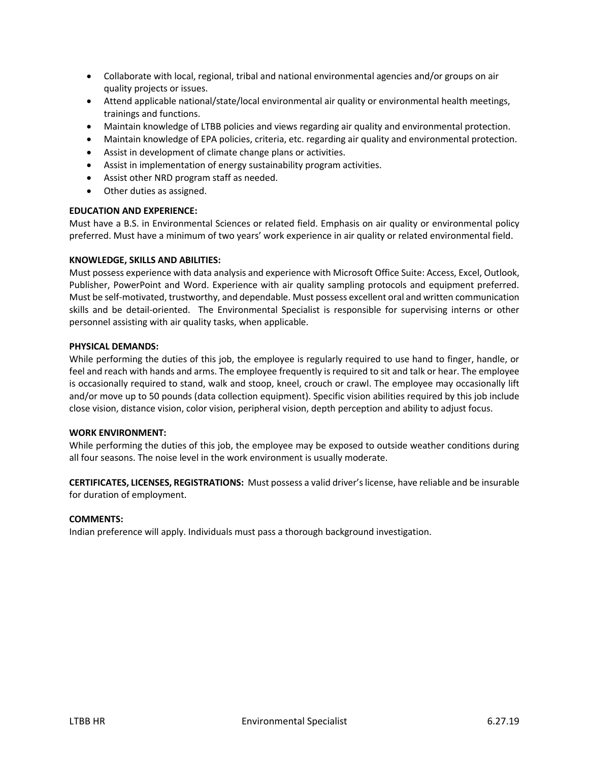- Collaborate with local, regional, tribal and national environmental agencies and/or groups on air quality projects or issues.
- Attend applicable national/state/local environmental air quality or environmental health meetings, trainings and functions.
- Maintain knowledge of LTBB policies and views regarding air quality and environmental protection.
- Maintain knowledge of EPA policies, criteria, etc. regarding air quality and environmental protection.
- Assist in development of climate change plans or activities.
- Assist in implementation of energy sustainability program activities.
- Assist other NRD program staff as needed.
- Other duties as assigned.

**EDUCATION AND EXPERIENCE:**

Must have a B.S. in Environmental Sciences or related field. Emphasis on air quality or environmental policy preferred. Must have a minimum of two years' work experience in air quality or related environmental field.

**KNOWLEDGE, SKILLS AND ABILITIES:**

Must possess experience with data analysis and experience with Microsoft Office Suite: Access, Excel, Outlook, Publisher, PowerPoint and Word. Experience with air quality sampling protocols and equipment preferred. Must be self-motivated, trustworthy, and dependable. Must possess excellent oral and written communication skills and be detail-oriented. The Environmental Specialist is responsible for supervising interns or other personnel assisting with air quality tasks, when applicable.

**PHYSICAL DEMANDS:**

While performing the duties of this job, the employee is regularly required to use hand to finger, handle, or feel and reach with hands and arms. The employee frequently is required to sit and talk or hear. The employee is occasionally required to stand, walk and stoop, kneel, crouch or crawl. The employee may occasionally lift and/or move up to 50 pounds (data collection equipment). Specific vision abilities required by this job include close vision, distance vision, color vision, peripheral vision, depth perception and ability to adjust focus.

**WORK ENVIRONMENT:**

While performing the duties of this job, the employee may be exposed to outside weather conditions during all four seasons. The noise level in the work environment is usually moderate.

**CERTIFICATES, LICENSES, REGISTRATIONS:** Must possess a valid driver's license, have reliable and be insurable for duration of employment.

**COMMENTS:**

Indian preference will apply. Individuals must pass a thorough background investigation.